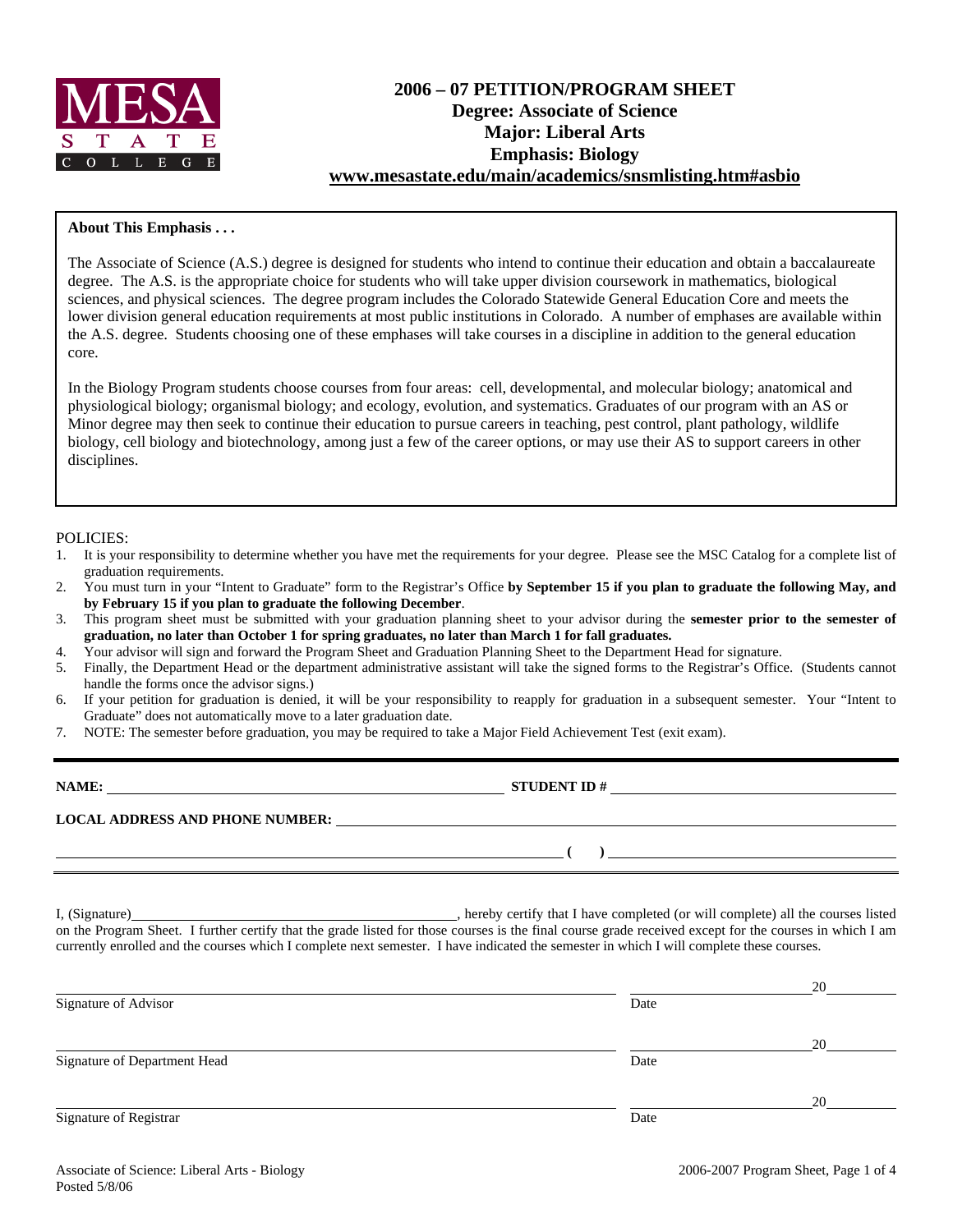MESA STATE COLLEGE

# 2006 – 07 PETITION/PROGRAM SHEET
## Degree: Associate of Science
## Major: Liberal Arts
## Emphasis: Biology
## www.mesastate.edu/main/academics/snsmlisting.htm#asbio

**About This Emphasis . . .**

The Associate of Science (A.S.) degree is designed for students who intend to continue their education and obtain a baccalaureate degree. The A.S. is the appropriate choice for students who will take upper division coursework in mathematics, biological sciences, and physical sciences. The degree program includes the Colorado Statewide General Education Core and meets the lower division general education requirements at most public institutions in Colorado. A number of emphases are available within the A.S. degree. Students choosing one of these emphases will take courses in a discipline in addition to the general education core.

In the Biology Program students choose courses from four areas: cell, developmental, and molecular biology; anatomical and physiological biology; organismal biology; and ecology, evolution, and systematics. Graduates of our program with an AS or Minor degree may then seek to continue their education to pursue careers in teaching, pest control, plant pathology, wildlife biology, cell biology and biotechnology, among just a few of the career options, or may use their AS to support careers in other disciplines.

POLICIES:

1. It is your responsibility to determine whether you have met the requirements for your degree. Please see the MSC Catalog for a complete list of graduation requirements.
2. You must turn in your "Intent to Graduate" form to the Registrar's Office **by September 15 if you plan to graduate the following May, and by February 15 if you plan to graduate the following December**.
3. This program sheet must be submitted with your graduation planning sheet to your advisor during the **semester prior to the semester of graduation, no later than October 1 for spring graduates, no later than March 1 for fall graduates.**
4. Your advisor will sign and forward the Program Sheet and Graduation Planning Sheet to the Department Head for signature.
5. Finally, the Department Head or the department administrative assistant will take the signed forms to the Registrar's Office. (Students cannot handle the forms once the advisor signs.)
6. If your petition for graduation is denied, it will be your responsibility to reapply for graduation in a subsequent semester. Your "Intent to Graduate" does not automatically move to a later graduation date.
7. NOTE: The semester before graduation, you may be required to take a Major Field Achievement Test (exit exam).

---

**NAME:** ______________________________ **STUDENT ID #** ______________________________

**LOCAL ADDRESS AND PHONE NUMBER:** ______________________________

______________________________ **( )** ______________________________

I, (Signature)______________________________, hereby certify that I have completed (or will complete) all the courses listed on the Program Sheet. I further certify that the grade listed for those courses is the final course grade received except for the courses in which I am currently enrolled and the courses which I complete next semester. I have indicated the semester in which I will complete these courses.

______________________________ ______________ 20______
Signature of Advisor Date

______________________________ ______________ 20______
Signature of Department Head Date

______________________________ ______________ 20______
Signature of Registrar Date

Associate of Science: Liberal Arts - Biology
Posted 5/8/06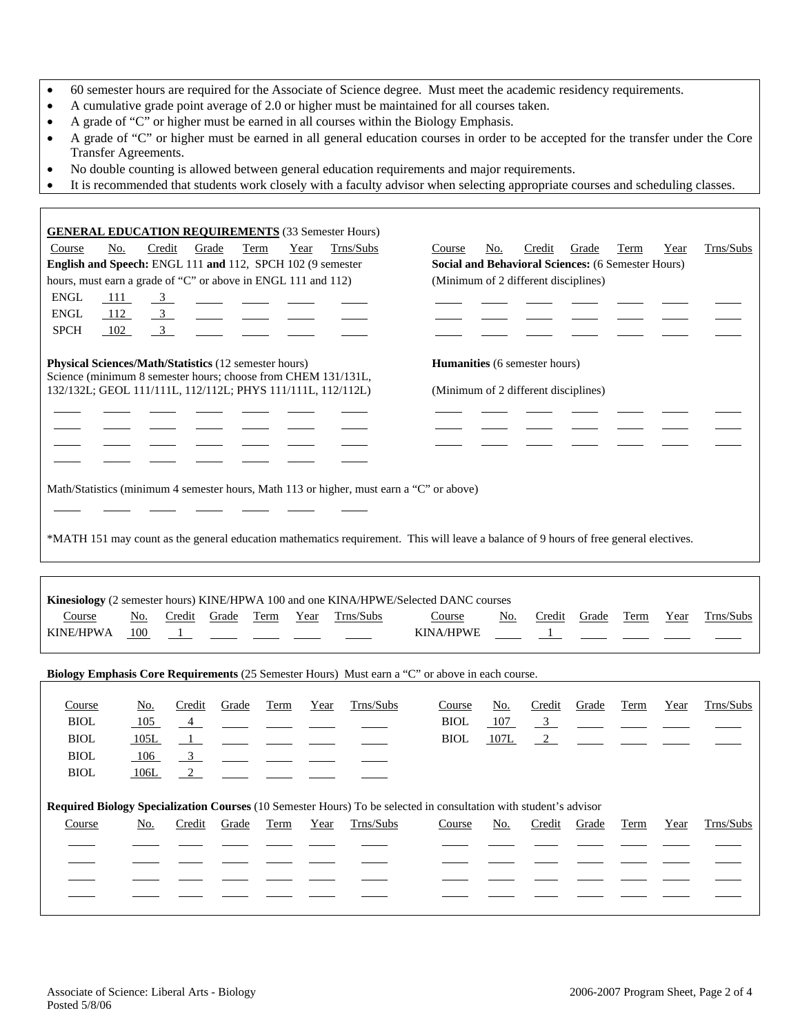- 60 semester hours are required for the Associate of Science degree. Must meet the academic residency requirements.
- A cumulative grade point average of 2.0 or higher must be maintained for all courses taken.
- A grade of "C" or higher must be earned in all courses within the Biology Emphasis.
- A grade of "C" or higher must be earned in all general education courses in order to be accepted for the transfer under the Core Transfer Agreements.
- No double counting is allowed between general education requirements and major requirements.
- It is recommended that students work closely with a faculty advisor when selecting appropriate courses and scheduling classes.

## GENERAL EDUCATION REQUIREMENTS (33 Semester Hours)

**English and Speech:** ENGL 111 **and** 112, SPCH 102 (9 semester hours, must earn a grade of "C" or above in ENGL 111 and 112)

| Course | No. | Credit | Grade | Term | Year | Trns/Subs |
|---|---|---|---|---|---|---|
| ENGL | 111 | 3 | | | | |
| ENGL | 112 | 3 | | | | |
| SPCH | 102 | 3 | | | | |

**Social and Behavioral Sciences:** (6 Semester Hours) (Minimum of 2 different disciplines)

| Course | No. | Credit | Grade | Term | Year | Trns/Subs |
|---|---|---|---|---|---|---|
| | | | | | | |
| | | | | | | |
| | | | | | | |

**Physical Sciences/Math/Statistics** (12 semester hours)
Science (minimum 8 semester hours; choose from CHEM 131/131L, 132/132L; GEOL 111/111L, 112/112L; PHYS 111/111L, 112/112L)

| Course | No. | Credit | Grade | Term | Year | Trns/Subs |
|---|---|---|---|---|---|---|
| | | | | | | |
| | | | | | | |
| | | | | | | |
| | | | | | | |

**Humanities** (6 semester hours)

(Minimum of 2 different disciplines)

| Course | No. | Credit | Grade | Term | Year | Trns/Subs |
|---|---|---|---|---|---|---|
| | | | | | | |
| | | | | | | |
| | | | | | | |

Math/Statistics (minimum 4 semester hours, Math 113 or higher, must earn a "C" or above)

| Course | No. | Credit | Grade | Term | Year | Trns/Subs |
|---|---|---|---|---|---|---|
| | | | | | | |

*MATH 151 may count as the general education mathematics requirement. This will leave a balance of 9 hours of free general electives.

**Kinesiology** (2 semester hours) KINE/HPWA 100 and one KINA/HPWE/Selected DANC courses

| Course | No. | Credit | Grade | Term | Year | Trns/Subs |
|---|---|---|---|---|---|---|
| KINE/HPWA | 100 | 1 | | | | |
| KINA/HPWE | | 1 | | | | |

**Biology Emphasis Core Requirements** (25 Semester Hours) Must earn a "C" or above in each course.

| Course | No. | Credit | Grade | Term | Year | Trns/Subs |
|---|---|---|---|---|---|---|
| BIOL | 105 | 4 | | | | |
| BIOL | 105L | 1 | | | | |
| BIOL | 106 | 3 | | | | |
| BIOL | 106L | 2 | | | | |
| BIOL | 107 | 3 | | | | |
| BIOL | 107L | 2 | | | | |

**Required Biology Specialization Courses** (10 Semester Hours) To be selected in consultation with student's advisor

| Course | No. | Credit | Grade | Term | Year | Trns/Subs |
|---|---|---|---|---|---|---|
| | | | | | | |
| | | | | | | |
| | | | | | | |
| | | | | | | |
| | | | | | | |
| | | | | | | |
| | | | | | | |
| | | | | | | |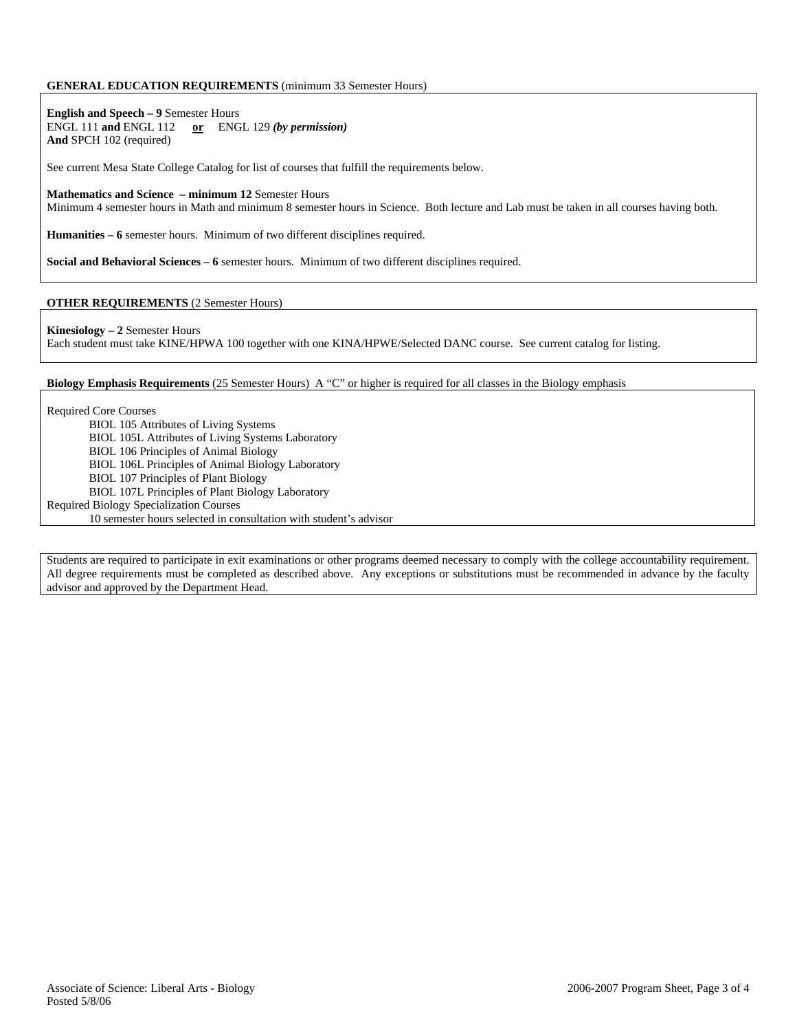**GENERAL EDUCATION REQUIREMENTS** (minimum 33 Semester Hours)

**English and Speech – 9** Semester Hours
ENGL 111 **and** ENGL 112 **or** ENGL 129 ***(by permission)***
**And** SPCH 102 (required)

See current Mesa State College Catalog for list of courses that fulfill the requirements below.

**Mathematics and Science – minimum 12** Semester Hours
Minimum 4 semester hours in Math and minimum 8 semester hours in Science. Both lecture and Lab must be taken in all courses having both.

**Humanities – 6** semester hours. Minimum of two different disciplines required.

**Social and Behavioral Sciences – 6** semester hours. Minimum of two different disciplines required.

**OTHER REQUIREMENTS** (2 Semester Hours)

**Kinesiology – 2** Semester Hours
Each student must take KINE/HPWA 100 together with one KINA/HPWE/Selected DANC course. See current catalog for listing.

**Biology Emphasis Requirements** (25 Semester Hours) A "C" or higher is required for all classes in the Biology emphasis

Required Core Courses
- BIOL 105 Attributes of Living Systems
- BIOL 105L Attributes of Living Systems Laboratory
- BIOL 106 Principles of Animal Biology
- BIOL 106L Principles of Animal Biology Laboratory
- BIOL 107 Principles of Plant Biology
- BIOL 107L Principles of Plant Biology Laboratory

Required Biology Specialization Courses
- 10 semester hours selected in consultation with student's advisor

Students are required to participate in exit examinations or other programs deemed necessary to comply with the college accountability requirement. All degree requirements must be completed as described above. Any exceptions or substitutions must be recommended in advance by the faculty advisor and approved by the Department Head.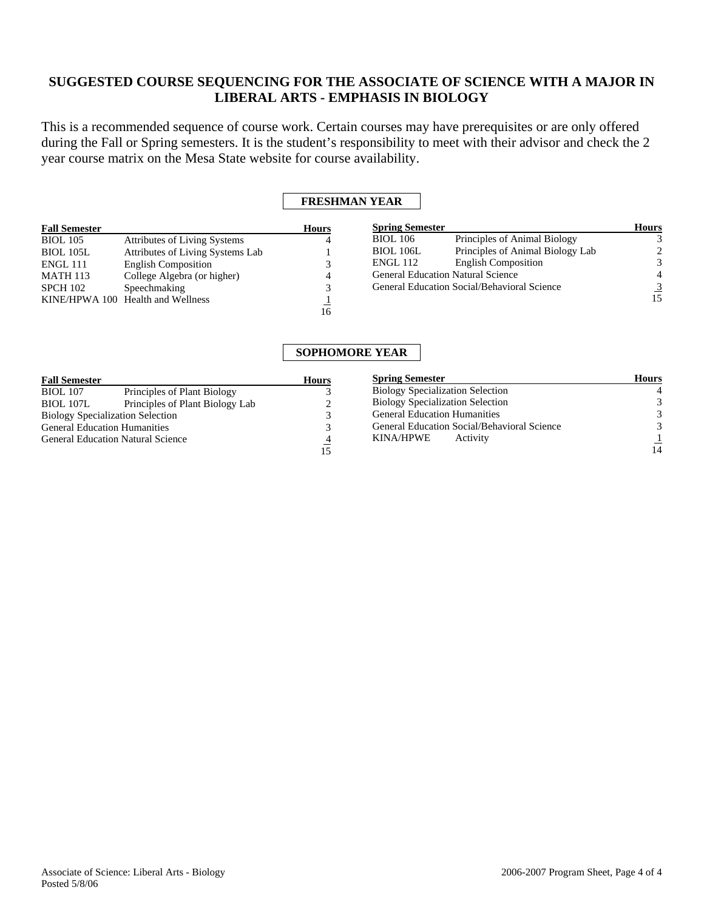## SUGGESTED COURSE SEQUENCING FOR THE ASSOCIATE OF SCIENCE WITH A MAJOR IN LIBERAL ARTS - EMPHASIS IN BIOLOGY

This is a recommended sequence of course work. Certain courses may have prerequisites or are only offered during the Fall or Spring semesters. It is the student's responsibility to meet with their advisor and check the 2 year course matrix on the Mesa State website for course availability.

### FRESHMAN YEAR

| Fall Semester | | Hours |
|---|---|---|
| BIOL 105 | Attributes of Living Systems | 4 |
| BIOL 105L | Attributes of Living Systems Lab | 1 |
| ENGL 111 | English Composition | 3 |
| MATH 113 | College Algebra (or higher) | 4 |
| SPCH 102 | Speechmaking | 3 |
| KINE/HPWA 100 | Health and Wellness | 1 |
| | | 16 |

| Spring Semester | | Hours |
|---|---|---|
| BIOL 106 | Principles of Animal Biology | 3 |
| BIOL 106L | Principles of Animal Biology Lab | 2 |
| ENGL 112 | English Composition | 3 |
| General Education Natural Science | | 4 |
| General Education Social/Behavioral Science | | 3 |
| | | 15 |

### SOPHOMORE YEAR

| Fall Semester | | Hours |
|---|---|---|
| BIOL 107 | Principles of Plant Biology | 3 |
| BIOL 107L | Principles of Plant Biology Lab | 2 |
| Biology Specialization Selection | | 3 |
| General Education Humanities | | 3 |
| General Education Natural Science | | 4 |
| | | 15 |

| Spring Semester | | Hours |
|---|---|---|
| Biology Specialization Selection | | 4 |
| Biology Specialization Selection | | 3 |
| General Education Humanities | | 3 |
| General Education Social/Behavioral Science | | 3 |
| KINA/HPWE | Activity | 1 |
| | | 14 |

Associate of Science: Liberal Arts - Biology
Posted 5/8/06